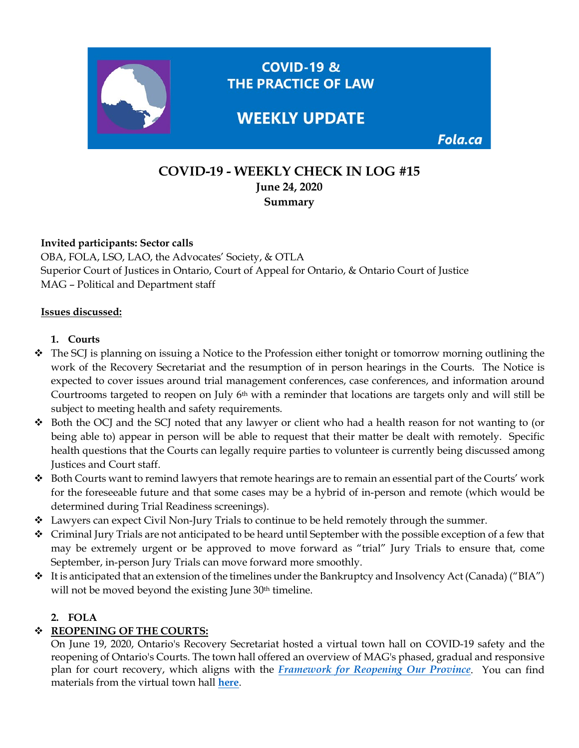**COVID-19 & THE PRACTICE OF LAW**

**WEEKLY UPDATE**

*Fola.ca*

# COVID-19 - WEEKLY CHECK IN LOG #15

**June 24, 2020**

**Summary**

**Invited participants: Sector calls**

OBA, FOLA, LSO, LAO, the Advocates' Society, & OTLA

Superior Court of Justices in Ontario, Court of Appeal for Ontario, & Ontario Court of Justice

MAG – Political and Department staff

**Issues discussed:**

1. **Courts**

- The SCJ is planning on issuing a Notice to the Profession either tonight or tomorrow morning outlining the work of the Recovery Secretariat and the resumption of in person hearings in the Courts. The Notice is expected to cover issues around trial management conferences, case conferences, and information around Courtrooms targeted to reopen on July 6th with a reminder that locations are targets only and will still be subject to meeting health and safety requirements.
- Both the OCJ and the SCJ noted that any lawyer or client who had a health reason for not wanting to (or being able to) appear in person will be able to request that their matter be dealt with remotely. Specific health questions that the Courts can legally require parties to volunteer is currently being discussed among Justices and Court staff.
- Both Courts want to remind lawyers that remote hearings are to remain an essential part of the Courts' work for the foreseeable future and that some cases may be a hybrid of in-person and remote (which would be determined during Trial Readiness screenings).
- Lawyers can expect Civil Non-Jury Trials to continue to be held remotely through the summer.
- Criminal Jury Trials are not anticipated to be heard until September with the possible exception of a few that may be extremely urgent or be approved to move forward as "trial" Jury Trials to ensure that, come September, in-person Jury Trials can move forward more smoothly.
- It is anticipated that an extension of the timelines under the Bankruptcy and Insolvency Act (Canada) ("BIA") will not be moved beyond the existing June 30th timeline.

2. **FOLA**

- **REOPENING OF THE COURTS:**

  On June 19, 2020, Ontario's Recovery Secretariat hosted a virtual town hall on COVID-19 safety and the reopening of Ontario's Courts. The town hall offered an overview of MAG's phased, gradual and responsive plan for court recovery, which aligns with the ***Framework for Reopening Our Province***. You can find materials from the virtual town hall **here**.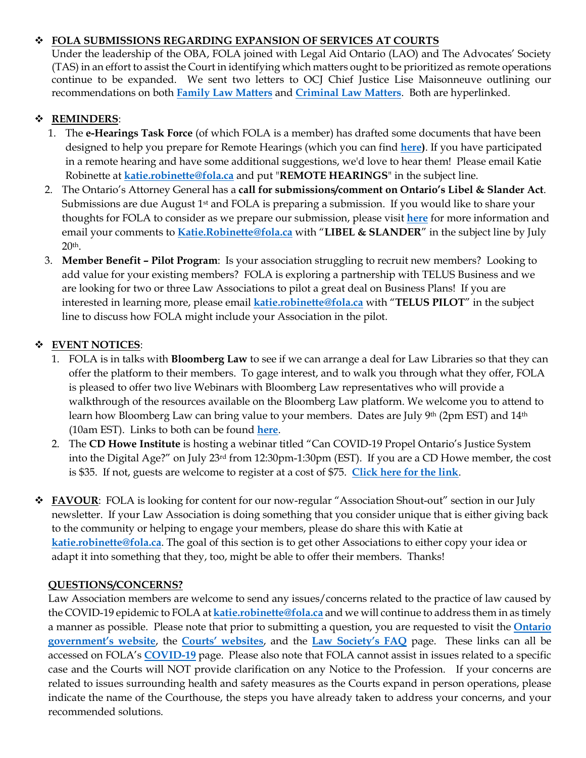- **FOLA SUBMISSIONS REGARDING EXPANSION OF SERVICES AT COURTS**

  Under the leadership of the OBA, FOLA joined with Legal Aid Ontario (LAO) and The Advocates' Society (TAS) in an effort to assist the Court in identifying which matters ought to be prioritized as remote operations continue to be expanded. We sent two letters to OCJ Chief Justice Lise Maisonneuve outlining our recommendations on both **Family Law Matters** and **Criminal Law Matters**. Both are hyperlinked.

- **REMINDERS**:
  1. The **e-Hearings Task Force** (of which FOLA is a member) has drafted some documents that have been designed to help you prepare for Remote Hearings (which you can find **here**). If you have participated in a remote hearing and have some additional suggestions, we'd love to hear them! Please email Katie Robinette at **katie.robinette@fola.ca** and put "**REMOTE HEARINGS**" in the subject line.
  2. The Ontario's Attorney General has a **call for submissions/comment on Ontario's Libel & Slander Act**. Submissions are due August 1st and FOLA is preparing a submission. If you would like to share your thoughts for FOLA to consider as we prepare our submission, please visit **here** for more information and email your comments to **Katie.Robinette@fola.ca** with "**LIBEL & SLANDER**" in the subject line by July 20th.
  3. **Member Benefit – Pilot Program**: Is your association struggling to recruit new members? Looking to add value for your existing members? FOLA is exploring a partnership with TELUS Business and we are looking for two or three Law Associations to pilot a great deal on Business Plans! If you are interested in learning more, please email **katie.robinette@fola.ca** with "**TELUS PILOT**" in the subject line to discuss how FOLA might include your Association in the pilot.

- **EVENT NOTICES**:
  1. FOLA is in talks with **Bloomberg Law** to see if we can arrange a deal for Law Libraries so that they can offer the platform to their members. To gage interest, and to walk you through what they offer, FOLA is pleased to offer two live Webinars with Bloomberg Law representatives who will provide a walkthrough of the resources available on the Bloomberg Law platform. We welcome you to attend to learn how Bloomberg Law can bring value to your members. Dates are July 9th (2pm EST) and 14th (10am EST). Links to both can be found **here**.
  2. The **CD Howe Institute** is hosting a webinar titled "Can COVID-19 Propel Ontario's Justice System into the Digital Age?" on July 23rd from 12:30pm-1:30pm (EST). If you are a CD Howe member, the cost is $35. If not, guests are welcome to register at a cost of $75. **Click here for the link**.

- **FAVOUR**: FOLA is looking for content for our now-regular "Association Shout-out" section in our July newsletter. If your Law Association is doing something that you consider unique that is either giving back to the community or helping to engage your members, please do share this with Katie at **katie.robinette@fola.ca**. The goal of this section is to get other Associations to either copy your idea or adapt it into something that they, too, might be able to offer their members. Thanks!

**QUESTIONS/CONCERNS?**

Law Association members are welcome to send any issues/concerns related to the practice of law caused by the COVID-19 epidemic to FOLA at **katie.robinette@fola.ca** and we will continue to address them in as timely a manner as possible. Please note that prior to submitting a question, you are requested to visit the **Ontario government's website**, the **Courts' websites**, and the **Law Society's FAQ** page. These links can all be accessed on FOLA's **COVID-19** page. Please also note that FOLA cannot assist in issues related to a specific case and the Courts will NOT provide clarification on any Notice to the Profession. If your concerns are related to issues surrounding health and safety measures as the Courts expand in person operations, please indicate the name of the Courthouse, the steps you have already taken to address your concerns, and your recommended solutions.